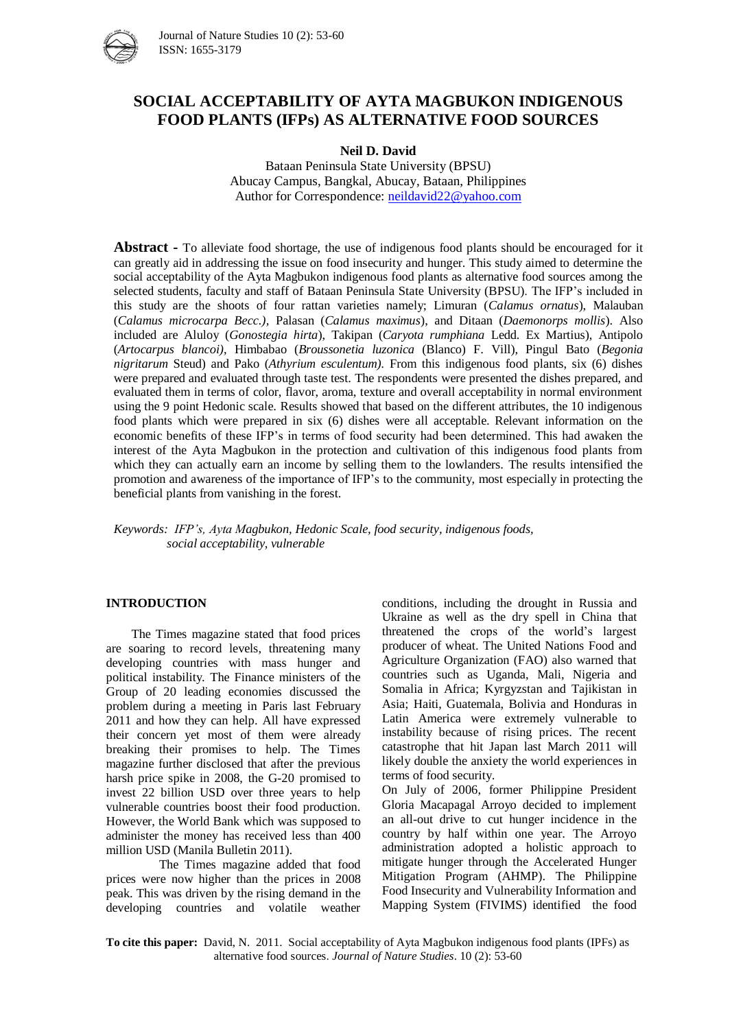# SOCIAL ACCEPTABILITY OF AYTA MAGBUKON INDIGENOUS FOOD PLANTS (IFPs) AS ALTERNATIVE FOOD SOURCES

**Neil D. David**

Bataan Peninsula State University (BPSU)
Abucay Campus, Bangkal, Abucay, Bataan, Philippines
Author for Correspondence: neildavid22@yahoo.com

**Abstract -** To alleviate food shortage, the use of indigenous food plants should be encouraged for it can greatly aid in addressing the issue on food insecurity and hunger. This study aimed to determine the social acceptability of the Ayta Magbukon indigenous food plants as alternative food sources among the selected students, faculty and staff of Bataan Peninsula State University (BPSU). The IFP's included in this study are the shoots of four rattan varieties namely; Limuran (*Calamus ornatus*), Malauban (*Calamus microcarpa Becc.)*, Palasan (*Calamus maximus*), and Ditaan (*Daemonorps mollis*). Also included are Aluloy (*Gonostegia hirta*), Takipan (*Caryota rumphiana* Ledd. Ex Martius), Antipolo (*Artocarpus blancoi)*, Himbabao (*Broussonetia luzonica* (Blanco) F. Vill), Pingul Bato (*Begonia nigritarum* Steud) and Pako (*Athyrium esculentum).* From this indigenous food plants, six (6) dishes were prepared and evaluated through taste test. The respondents were presented the dishes prepared, and evaluated them in terms of color, flavor, aroma, texture and overall acceptability in normal environment using the 9 point Hedonic scale. Results showed that based on the different attributes, the 10 indigenous food plants which were prepared in six (6) dishes were all acceptable. Relevant information on the economic benefits of these IFP's in terms of food security had been determined. This had awaken the interest of the Ayta Magbukon in the protection and cultivation of this indigenous food plants from which they can actually earn an income by selling them to the lowlanders. The results intensified the promotion and awareness of the importance of IFP's to the community, most especially in protecting the beneficial plants from vanishing in the forest.

*Keywords: IFP's, Ayta Magbukon, Hedonic Scale, food security, indigenous foods, social acceptability, vulnerable*

## INTRODUCTION

The Times magazine stated that food prices are soaring to record levels, threatening many developing countries with mass hunger and political instability. The Finance ministers of the Group of 20 leading economies discussed the problem during a meeting in Paris last February 2011 and how they can help. All have expressed their concern yet most of them were already breaking their promises to help. The Times magazine further disclosed that after the previous harsh price spike in 2008, the G-20 promised to invest 22 billion USD over three years to help vulnerable countries boost their food production. However, the World Bank which was supposed to administer the money has received less than 400 million USD (Manila Bulletin 2011).

The Times magazine added that food prices were now higher than the prices in 2008 peak. This was driven by the rising demand in the developing countries and volatile weather conditions, including the drought in Russia and Ukraine as well as the dry spell in China that threatened the crops of the world's largest producer of wheat. The United Nations Food and Agriculture Organization (FAO) also warned that countries such as Uganda, Mali, Nigeria and Somalia in Africa; Kyrgyzstan and Tajikistan in Asia; Haiti, Guatemala, Bolivia and Honduras in Latin America were extremely vulnerable to instability because of rising prices. The recent catastrophe that hit Japan last March 2011 will likely double the anxiety the world experiences in terms of food security.

On July of 2006, former Philippine President Gloria Macapagal Arroyo decided to implement an all-out drive to cut hunger incidence in the country by half within one year. The Arroyo administration adopted a holistic approach to mitigate hunger through the Accelerated Hunger Mitigation Program (AHMP). The Philippine Food Insecurity and Vulnerability Information and Mapping System (FIVIMS) identified the food

**To cite this paper:** David, N. 2011. Social acceptability of Ayta Magbukon indigenous food plants (IPFs) as alternative food sources. *Journal of Nature Studies*. 10 (2): 53-60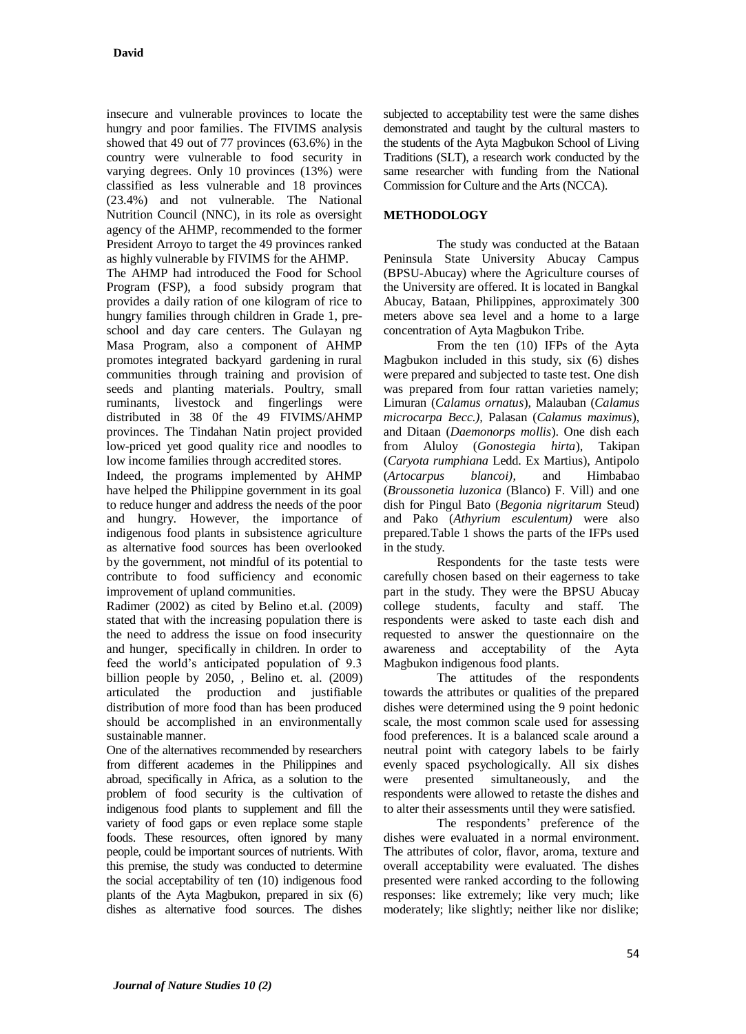insecure and vulnerable provinces to locate the hungry and poor families. The FIVIMS analysis showed that 49 out of 77 provinces (63.6%) in the country were vulnerable to food security in varying degrees. Only 10 provinces (13%) were classified as less vulnerable and 18 provinces (23.4%) and not vulnerable. The National Nutrition Council (NNC), in its role as oversight agency of the AHMP, recommended to the former President Arroyo to target the 49 provinces ranked as highly vulnerable by FIVIMS for the AHMP.

The AHMP had introduced the Food for School Program (FSP), a food subsidy program that provides a daily ration of one kilogram of rice to hungry families through children in Grade 1, pre-school and day care centers. The Gulayan ng Masa Program, also a component of AHMP promotes integrated backyard gardening in rural communities through training and provision of seeds and planting materials. Poultry, small ruminants, livestock and fingerlings were distributed in 38 0f the 49 FIVIMS/AHMP provinces. The Tindahan Natin project provided low-priced yet good quality rice and noodles to low income families through accredited stores.

Indeed, the programs implemented by AHMP have helped the Philippine government in its goal to reduce hunger and address the needs of the poor and hungry. However, the importance of indigenous food plants in subsistence agriculture as alternative food sources has been overlooked by the government, not mindful of its potential to contribute to food sufficiency and economic improvement of upland communities.

Radimer (2002) as cited by Belino et.al. (2009) stated that with the increasing population there is the need to address the issue on food insecurity and hunger, specifically in children. In order to feed the world's anticipated population of 9.3 billion people by 2050, , Belino et. al. (2009) articulated the production and justifiable distribution of more food than has been produced should be accomplished in an environmentally sustainable manner.

One of the alternatives recommended by researchers from different academes in the Philippines and abroad, specifically in Africa, as a solution to the problem of food security is the cultivation of indigenous food plants to supplement and fill the variety of food gaps or even replace some staple foods. These resources, often ignored by many people, could be important sources of nutrients. With this premise, the study was conducted to determine the social acceptability of ten (10) indigenous food plants of the Ayta Magbukon, prepared in six (6) dishes as alternative food sources. The dishes subjected to acceptability test were the same dishes demonstrated and taught by the cultural masters to the students of the Ayta Magbukon School of Living Traditions (SLT), a research work conducted by the same researcher with funding from the National Commission for Culture and the Arts (NCCA).

## METHODOLOGY

The study was conducted at the Bataan Peninsula State University Abucay Campus (BPSU-Abucay) where the Agriculture courses of the University are offered. It is located in Bangkal Abucay, Bataan, Philippines, approximately 300 meters above sea level and a home to a large concentration of Ayta Magbukon Tribe.

From the ten (10) IFPs of the Ayta Magbukon included in this study, six (6) dishes were prepared and subjected to taste test. One dish was prepared from four rattan varieties namely; Limuran (*Calamus ornatus*), Malauban (*Calamus microcarpa Becc.)*, Palasan (*Calamus maximus*), and Ditaan (*Daemonorps mollis*). One dish each from Aluloy (*Gonostegia hirta*), Takipan (*Caryota rumphiana* Ledd. Ex Martius), Antipolo (*Artocarpus blancoi)*, and Himbabao (*Broussonetia luzonica* (Blanco) F. Vill) and one dish for Pingul Bato (*Begonia nigritarum* Steud) and Pako (*Athyrium esculentum)* were also prepared.Table 1 shows the parts of the IFPs used in the study.

Respondents for the taste tests were carefully chosen based on their eagerness to take part in the study. They were the BPSU Abucay college students, faculty and staff. The respondents were asked to taste each dish and requested to answer the questionnaire on the awareness and acceptability of the Ayta Magbukon indigenous food plants.

The attitudes of the respondents towards the attributes or qualities of the prepared dishes were determined using the 9 point hedonic scale, the most common scale used for assessing food preferences. It is a balanced scale around a neutral point with category labels to be fairly evenly spaced psychologically. All six dishes were presented simultaneously, and the respondents were allowed to retaste the dishes and to alter their assessments until they were satisfied.

The respondents' preference of the dishes were evaluated in a normal environment. The attributes of color, flavor, aroma, texture and overall acceptability were evaluated. The dishes presented were ranked according to the following responses: like extremely; like very much; like moderately; like slightly; neither like nor dislike;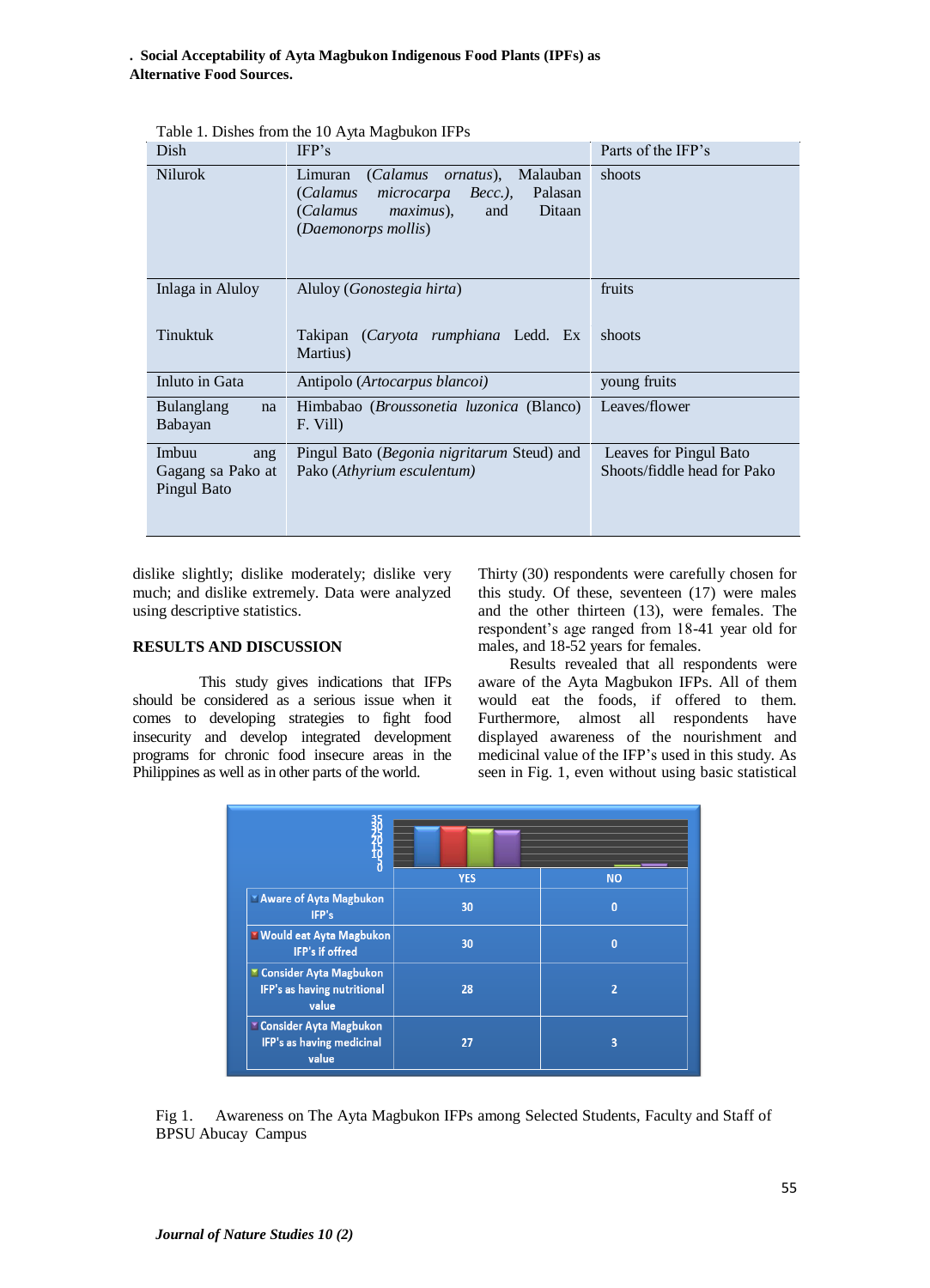**. Social Acceptability of Ayta Magbukon Indigenous Food Plants (IFPs) as Alternative Food Sources.**

Table 1. Dishes from the 10 Ayta Magbukon IFPs

| Dish | IFP's | Parts of the IFP's |
|---|---|---|
| Nilurok | Limuran (*Calamus ornatus*), Malauban (*Calamus microcarpa Becc.),* Palasan (*Calamus maximus*), and Ditaan (*Daemonorps mollis*) | shoots |
| Inlaga in Aluloy | Aluloy (*Gonostegia hirta*) | fruits |
| Tinuktuk | Takipan (*Caryota rumphiana* Ledd. Ex Martius) | shoots |
| Inluto in Gata | Antipolo (*Artocarpus blancoi)* | young fruits |
| Bulanglang na Babayan | Himbabao (*Broussonetia luzonica* (Blanco) F. Vill) | Leaves/flower |
| Imbuu ang Gagang sa Pako at Pingul Bato | Pingul Bato (*Begonia nigritarum* Steud) and Pako (*Athyrium esculentum)* | Leaves for Pingul Bato Shoots/fiddle head for Pako |

dislike slightly; dislike moderately; dislike very much; and dislike extremely. Data were analyzed using descriptive statistics.

## RESULTS AND DISCUSSION

This study gives indications that IFPs should be considered as a serious issue when it comes to developing strategies to fight food insecurity and develop integrated development programs for chronic food insecure areas in the Philippines as well as in other parts of the world.

Thirty (30) respondents were carefully chosen for this study. Of these, seventeen (17) were males and the other thirteen (13), were females. The respondent's age ranged from 18-41 year old for males, and 18-52 years for females.

Results revealed that all respondents were aware of the Ayta Magbukon IFPs. All of them would eat the foods, if offered to them. Furthermore, almost all respondents have displayed awareness of the nourishment and medicinal value of the IFP's used in this study. As seen in Fig. 1, even without using basic statistical

35
30
25
20
15
10
5
0

YES NO

Aware of Ayta Magbukon IFP's 30 0

Would eat Ayta Magbukon IFP's if offred 30 0

Consider Ayta Magbukon IFP's as having nutritional value 28 2

Consider Ayta Magbukon IFP's as having medicinal value 27 3

Fig 1. Awareness on The Ayta Magbukon IFPs among Selected Students, Faculty and Staff of BPSU Abucay Campus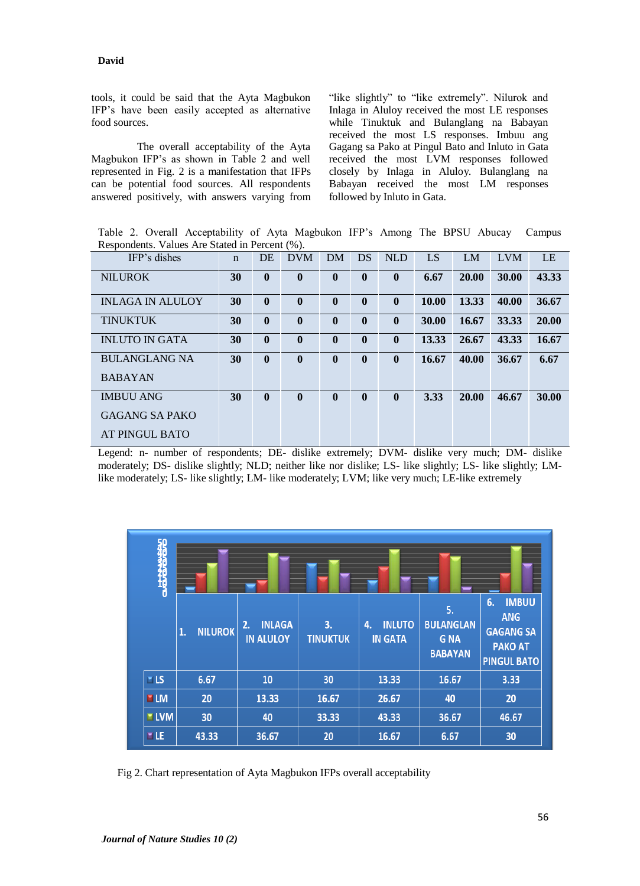tools, it could be said that the Ayta Magbukon IFP's have been easily accepted as alternative food sources.

The overall acceptability of the Ayta Magbukon IFP's as shown in Table 2 and well represented in Fig. 2 is a manifestation that IFPs can be potential food sources. All respondents answered positively, with answers varying from "like slightly" to "like extremely". Nilurok and Inlaga in Aluloy received the most LE responses while Tinuktuk and Bulanglang na Babayan received the most LS responses. Imbuu ang Gagang sa Pako at Pingul Bato and Inluto in Gata received the most LVM responses followed closely by Inlaga in Aluloy. Bulanglang na Babayan received the most LM responses followed by Inluto in Gata.

Table 2. Overall Acceptability of Ayta Magbukon IFP's Among The BPSU Abucay Campus Respondents. Values Are Stated in Percent (%).

| IFP's dishes | n | DE | DVM | DM | DS | NLD | LS | LM | LVM | LE |
|---|---|---|---|---|---|---|---|---|---|---|
| NILUROK | **30** | **0** | **0** | **0** | **0** | **0** | **6.67** | **20.00** | **30.00** | **43.33** |
| INLAGA IN ALULOY | **30** | **0** | **0** | **0** | **0** | **0** | **10.00** | **13.33** | **40.00** | **36.67** |
| TINUKTUK | **30** | **0** | **0** | **0** | **0** | **0** | **30.00** | **16.67** | **33.33** | **20.00** |
| INLUTO IN GATA | **30** | **0** | **0** | **0** | **0** | **0** | **13.33** | **26.67** | **43.33** | **16.67** |
| BULANGLANG NA BABAYAN | **30** | **0** | **0** | **0** | **0** | **0** | **16.67** | **40.00** | **36.67** | **6.67** |
| IMBUU ANG GAGANG SA PAKO AT PINGUL BATO | **30** | **0** | **0** | **0** | **0** | **0** | **3.33** | **20.00** | **46.67** | **30.00** |

Legend: n- number of respondents; DE- dislike extremely; DVM- dislike very much; DM- dislike moderately; DS- dislike slightly; NLD; neither like nor dislike; LS- like slightly; LS- like slightly; LM- like moderately; LS- like slightly; LM- like moderately; LVM; like very much; LE-like extremely

50 45 40 35 30 25 20 15 10 5 0

1. NILUROK
2. INLAGA IN ALULOY
3. TINUKTUK
4. INLUTO IN GATA
5. BULANGLANG NA BABAYAN
6. IMBUU ANG GAGANG SA PAKO AT PINGUL BATO

LS 6.67 10 30 13.33 16.67 3.33

LM 20 13.33 16.67 26.67 40 20

LVM 30 40 33.33 43.33 36.67 46.67

LE 43.33 36.67 20 16.67 6.67 30

Fig 2. Chart representation of Ayta Magbukon IFPs overall acceptability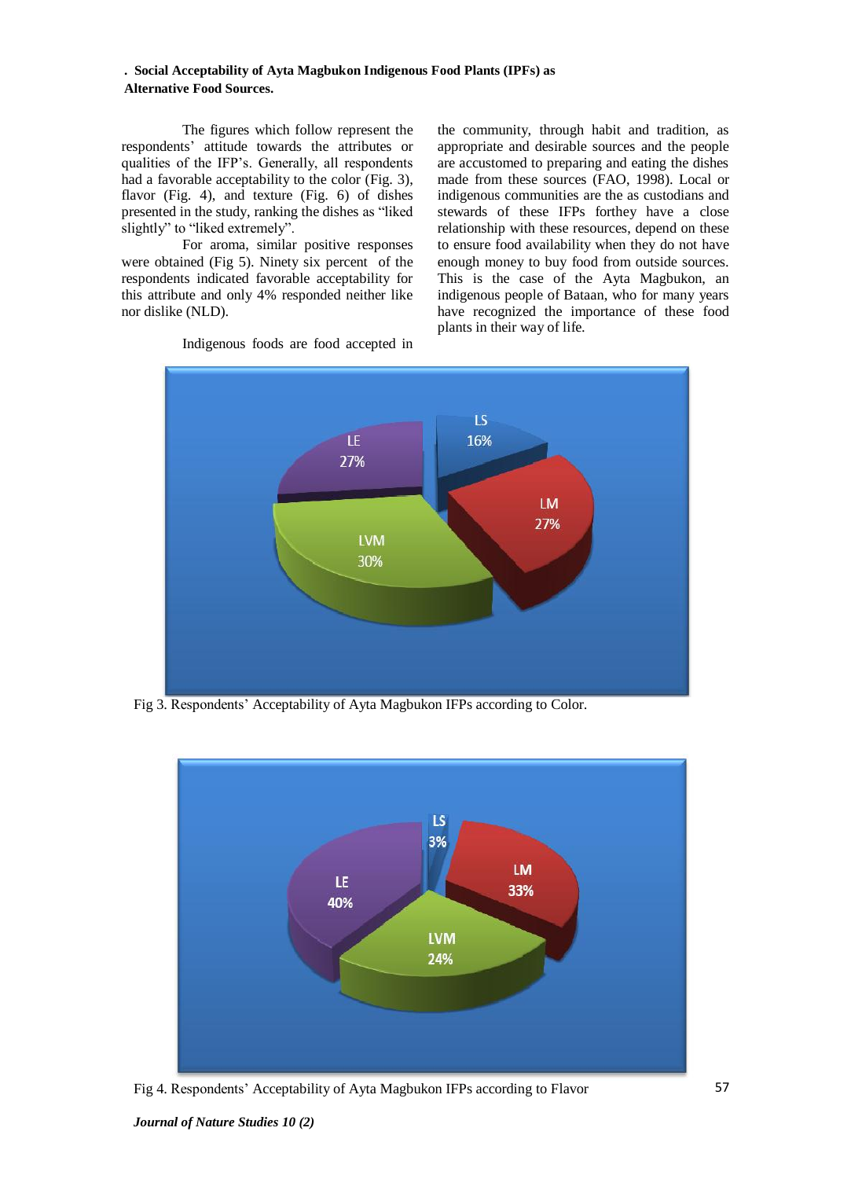**. Social Acceptability of Ayta Magbukon Indigenous Food Plants (IFPs) as Alternative Food Sources.**

The figures which follow represent the respondents' attitude towards the attributes or qualities of the IFP's. Generally, all respondents had a favorable acceptability to the color (Fig. 3), flavor (Fig. 4), and texture (Fig. 6) of dishes presented in the study, ranking the dishes as "liked slightly" to "liked extremely".

For aroma, similar positive responses were obtained (Fig 5). Ninety six percent of the respondents indicated favorable acceptability for this attribute and only 4% responded neither like nor dislike (NLD).

Indigenous foods are food accepted in the community, through habit and tradition, as appropriate and desirable sources and the people are accustomed to preparing and eating the dishes made from these sources (FAO, 1998). Local or indigenous communities are the as custodians and stewards of these IFPs forthey have a close relationship with these resources, depend on these to ensure food availability when they do not have enough money to buy food from outside sources. This is the case of the Ayta Magbukon, an indigenous people of Bataan, who for many years have recognized the importance of these food plants in their way of life.

LS
16%
LM
27%
LVM
30%
LE
27%

Fig 3. Respondents' Acceptability of Ayta Magbukon IFPs according to Color.

LS
3%
LM
33%
LVM
24%
LE
40%

Fig 4. Respondents' Acceptability of Ayta Magbukon IFPs according to Flavor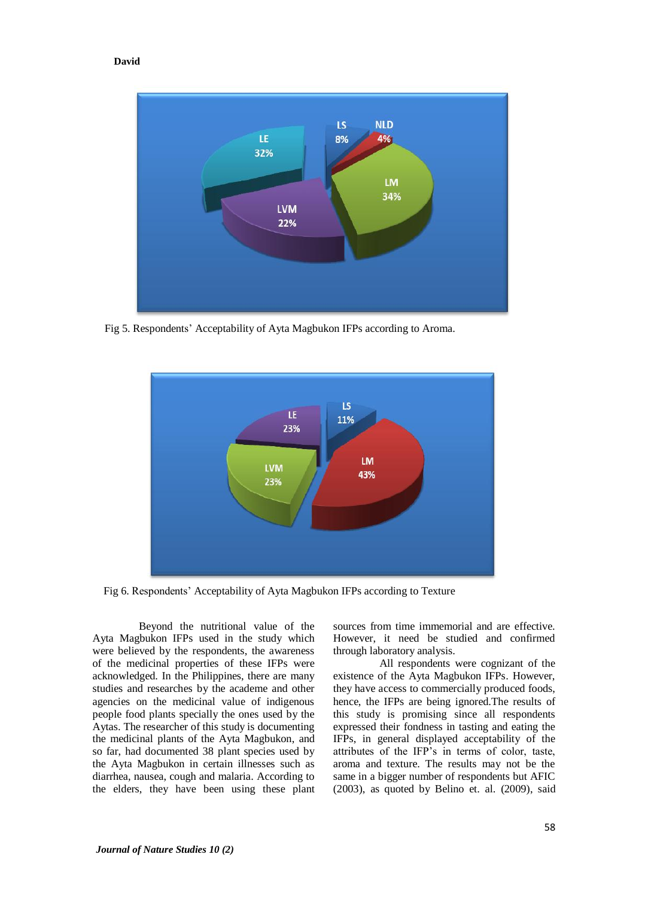LS
8%

NLD
4%

LE
32%

LM
34%

LVM
22%

Fig 5. Respondents' Acceptability of Ayta Magbukon IFPs according to Aroma.

LE
23%

LS
11%

LVM
23%

LM
43%

Fig 6. Respondents' Acceptability of Ayta Magbukon IFPs according to Texture

Beyond the nutritional value of the Ayta Magbukon IFPs used in the study which were believed by the respondents, the awareness of the medicinal properties of these IFPs were acknowledged. In the Philippines, there are many studies and researches by the academe and other agencies on the medicinal value of indigenous people food plants specially the ones used by the Aytas. The researcher of this study is documenting the medicinal plants of the Ayta Magbukon, and so far, had documented 38 plant species used by the Ayta Magbukon in certain illnesses such as diarrhea, nausea, cough and malaria. According to the elders, they have been using these plant sources from time immemorial and are effective. However, it need be studied and confirmed through laboratory analysis.

All respondents were cognizant of the existence of the Ayta Magbukon IFPs. However, they have access to commercially produced foods, hence, the IFPs are being ignored.The results of this study is promising since all respondents expressed their fondness in tasting and eating the IFPs, in general displayed acceptability of the attributes of the IFP's in terms of color, taste, aroma and texture. The results may not be the same in a bigger number of respondents but AFIC (2003), as quoted by Belino et. al. (2009), said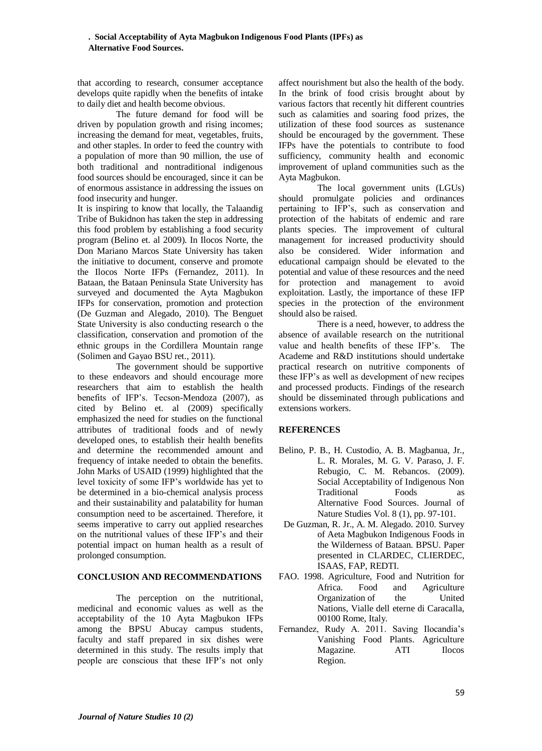that according to research, consumer acceptance develops quite rapidly when the benefits of intake to daily diet and health become obvious.

The future demand for food will be driven by population growth and rising incomes; increasing the demand for meat, vegetables, fruits, and other staples. In order to feed the country with a population of more than 90 million, the use of both traditional and nontraditional indigenous food sources should be encouraged, since it can be of enormous assistance in addressing the issues on food insecurity and hunger.

It is inspiring to know that locally, the Talaandig Tribe of Bukidnon has taken the step in addressing this food problem by establishing a food security program (Belino et. al 2009). In Ilocos Norte, the Don Mariano Marcos State University has taken the initiative to document, conserve and promote the Ilocos Norte IFPs (Fernandez, 2011). In Bataan, the Bataan Peninsula State University has surveyed and documented the Ayta Magbukon IFPs for conservation, promotion and protection (De Guzman and Alegado, 2010). The Benguet State University is also conducting research o the classification, conservation and promotion of the ethnic groups in the Cordillera Mountain range (Solimen and Gayao BSU ret., 2011).

The government should be supportive to these endeavors and should encourage more researchers that aim to establish the health benefits of IFP's. Tecson-Mendoza (2007), as cited by Belino et. al (2009) specifically emphasized the need for studies on the functional attributes of traditional foods and of newly developed ones, to establish their health benefits and determine the recommended amount and frequency of intake needed to obtain the benefits. John Marks of USAID (1999) highlighted that the level toxicity of some IFP's worldwide has yet to be determined in a bio-chemical analysis process and their sustainability and palatability for human consumption need to be ascertained. Therefore, it seems imperative to carry out applied researches on the nutritional values of these IFP's and their potential impact on human health as a result of prolonged consumption.

## CONCLUSION AND RECOMMENDATIONS

The perception on the nutritional, medicinal and economic values as well as the acceptability of the 10 Ayta Magbukon IFPs among the BPSU Abucay campus students, faculty and staff prepared in six dishes were determined in this study. The results imply that people are conscious that these IFP's not only affect nourishment but also the health of the body. In the brink of food crisis brought about by various factors that recently hit different countries such as calamities and soaring food prizes, the utilization of these food sources as sustenance should be encouraged by the government. These IFPs have the potentials to contribute to food sufficiency, community health and economic improvement of upland communities such as the Ayta Magbukon.

The local government units (LGUs) should promulgate policies and ordinances pertaining to IFP's, such as conservation and protection of the habitats of endemic and rare plants species. The improvement of cultural management for increased productivity should also be considered. Wider information and educational campaign should be elevated to the potential and value of these resources and the need for protection and management to avoid exploitation. Lastly, the importance of these IFP species in the protection of the environment should also be raised.

There is a need, however, to address the absence of available research on the nutritional value and health benefits of these IFP's. The Academe and R&D institutions should undertake practical research on nutritive components of these IFP's as well as development of new recipes and processed products. Findings of the research should be disseminated through publications and extensions workers.

## REFERENCES

Belino, P. B., H. Custodio, A. B. Magbanua, Jr., L. R. Morales, M. G. V. Paraso, J. F. Rebugio, C. M. Rebancos. (2009). Social Acceptability of Indigenous Non Traditional Foods as Alternative Food Sources. Journal of Nature Studies Vol. 8 (1), pp. 97-101.

De Guzman, R. Jr., A. M. Alegado. 2010. Survey of Aeta Magbukon Indigenous Foods in the Wilderness of Bataan. BPSU. Paper presented in CLARDEC, CLIERDEC, ISAAS, FAP, REDTI.

FAO. 1998. Agriculture, Food and Nutrition for Africa. Food and Agriculture Organization of the United Nations, Vialle dell eterne di Caracalla, 00100 Rome, Italy.

Fernandez, Rudy A. 2011. Saving Ilocandia's Vanishing Food Plants. Agriculture Magazine. ATI Ilocos Region.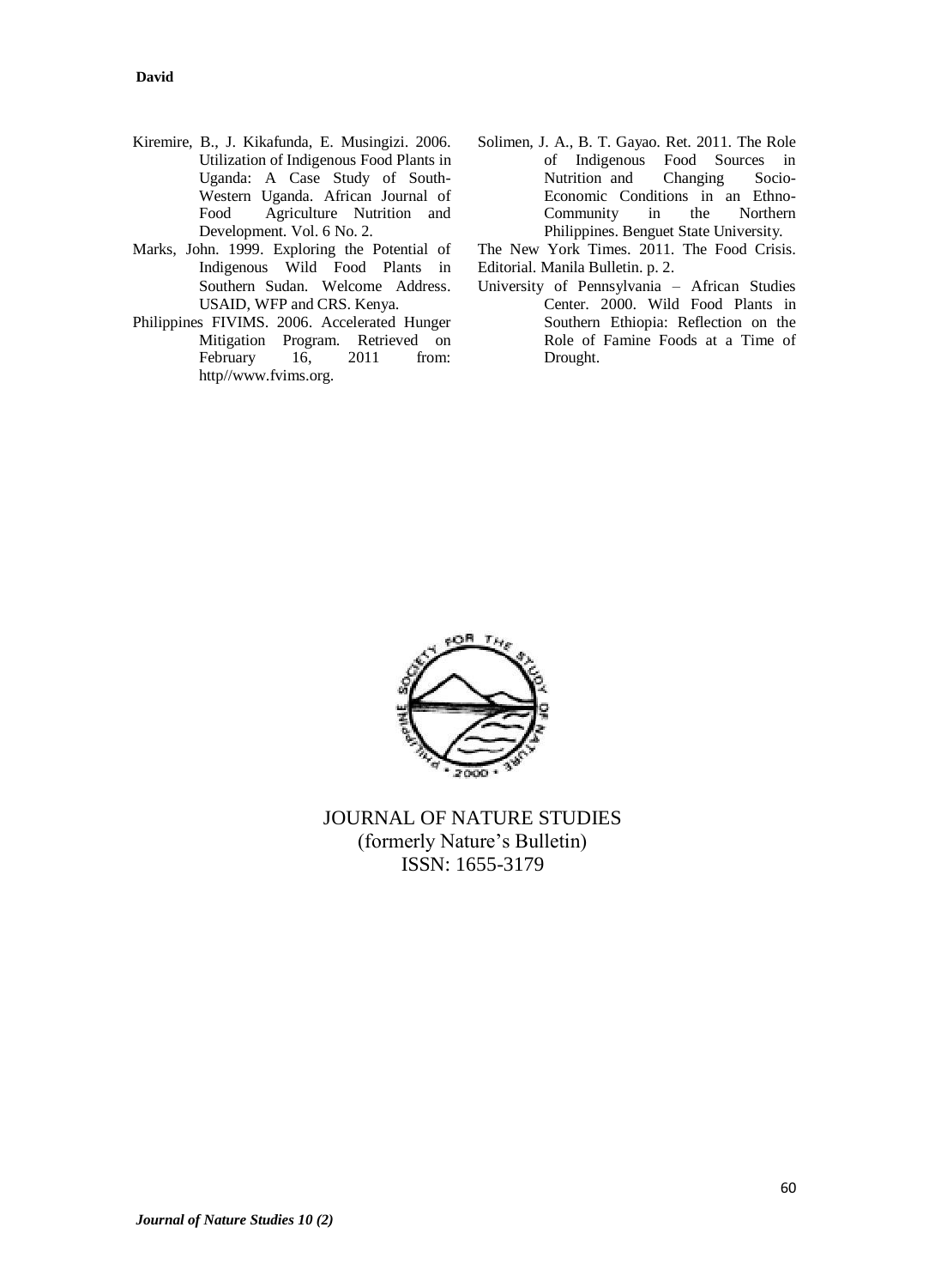Kiremire, B., J. Kikafunda, E. Musingizi. 2006. Utilization of Indigenous Food Plants in Uganda: A Case Study of South-Western Uganda. African Journal of Food Agriculture Nutrition and Development. Vol. 6 No. 2.

Marks, John. 1999. Exploring the Potential of Indigenous Wild Food Plants in Southern Sudan. Welcome Address. USAID, WFP and CRS. Kenya.

Philippines FIVIMS. 2006. Accelerated Hunger Mitigation Program. Retrieved on February 16, 2011 from: http//www.fvims.org.

Solimen, J. A., B. T. Gayao. Ret. 2011. The Role of Indigenous Food Sources in Nutrition and Changing Socio-Economic Conditions in an Ethno-Community in the Northern Philippines. Benguet State University.

The New York Times. 2011. The Food Crisis. Editorial. Manila Bulletin. p. 2.

University of Pennsylvania – African Studies Center. 2000. Wild Food Plants in Southern Ethiopia: Reflection on the Role of Famine Foods at a Time of Drought.

JOURNAL OF NATURE STUDIES
(formerly Nature's Bulletin)
ISSN: 1655-3179